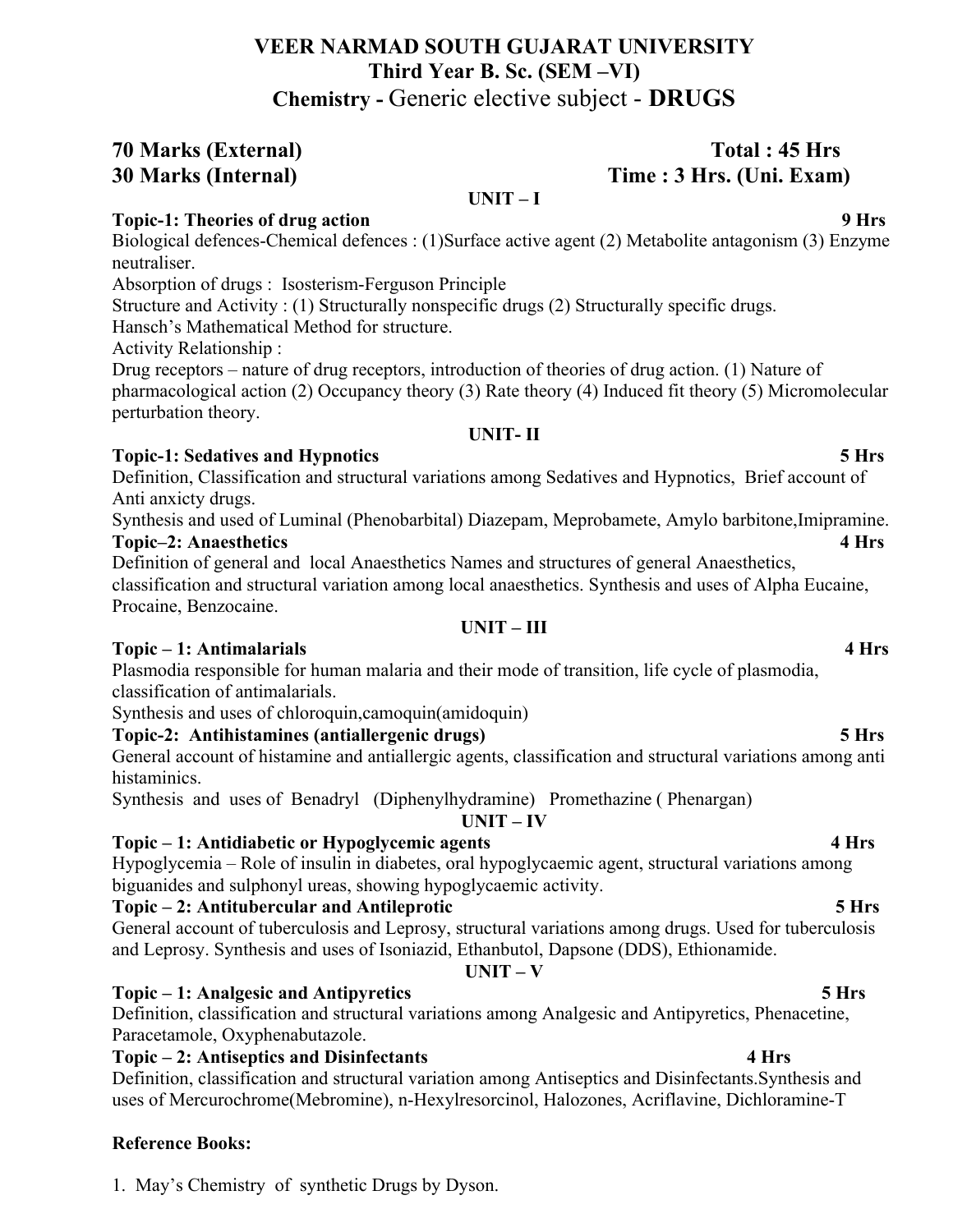# VEER NARMAD SOUTH GUJARAT UNIVERSITY
## Third Year B. Sc. (SEM –VI)
## Chemistry - Generic elective subject - DRUGS

**70 Marks (External)** **Total : 45 Hrs**
**30 Marks (Internal)** **Time : 3 Hrs. (Uni. Exam)**

### UNIT – I

**Topic-1: Theories of drug action** **9 Hrs**

Biological defences-Chemical defences : (1)Surface active agent (2) Metabolite antagonism (3) Enzyme neutraliser.

Absorption of drugs : Isosterism-Ferguson Principle

Structure and Activity : (1) Structurally nonspecific drugs (2) Structurally specific drugs.

Hansch's Mathematical Method for structure.

Activity Relationship :

Drug receptors – nature of drug receptors, introduction of theories of drug action. (1) Nature of pharmacological action (2) Occupancy theory (3) Rate theory (4) Induced fit theory (5) Micromolecular perturbation theory.

### UNIT- II

**Topic-1: Sedatives and Hypnotics** **5 Hrs**

Definition, Classification and structural variations among Sedatives and Hypnotics, Brief account of Anti anxicty drugs.

Synthesis and used of Luminal (Phenobarbital) Diazepam, Meprobamete, Amylo barbitone,Imipramine.

**Topic–2: Anaesthetics** **4 Hrs**

Definition of general and local Anaesthetics Names and structures of general Anaesthetics, classification and structural variation among local anaesthetics. Synthesis and uses of Alpha Eucaine, Procaine, Benzocaine.

### UNIT – III

**Topic – 1: Antimalarials** **4 Hrs**

Plasmodia responsible for human malaria and their mode of transition, life cycle of plasmodia, classification of antimalarials.

Synthesis and uses of chloroquin,camoquin(amidoquin)

**Topic-2: Antihistamines (antiallergenic drugs)** **5 Hrs**

General account of histamine and antiallergic agents, classification and structural variations among anti histaminics.

Synthesis and uses of Benadryl (Diphenylhydramine) Promethazine ( Phenargan)

### UNIT – IV

**Topic – 1: Antidiabetic or Hypoglycemic agents** **4 Hrs**

Hypoglycemia – Role of insulin in diabetes, oral hypoglycaemic agent, structural variations among biguanides and sulphonyl ureas, showing hypoglycaemic activity.

**Topic – 2: Antitubercular and Antileprotic** **5 Hrs**

General account of tuberculosis and Leprosy, structural variations among drugs. Used for tuberculosis and Leprosy. Synthesis and uses of Isoniazid, Ethanbutol, Dapsone (DDS), Ethionamide.

### UNIT – V

**Topic – 1: Analgesic and Antipyretics** **5 Hrs**

Definition, classification and structural variations among Analgesic and Antipyretics, Phenacetine, Paracetamole, Oxyphenabutazole.

**Topic – 2: Antiseptics and Disinfectants** **4 Hrs**

Definition, classification and structural variation among Antiseptics and Disinfectants.Synthesis and uses of Mercurochrome(Mebromine), n-Hexylresorcinol, Halozones, Acriflavine, Dichloramine-T

**Reference Books:**

1. May's Chemistry of synthetic Drugs by Dyson.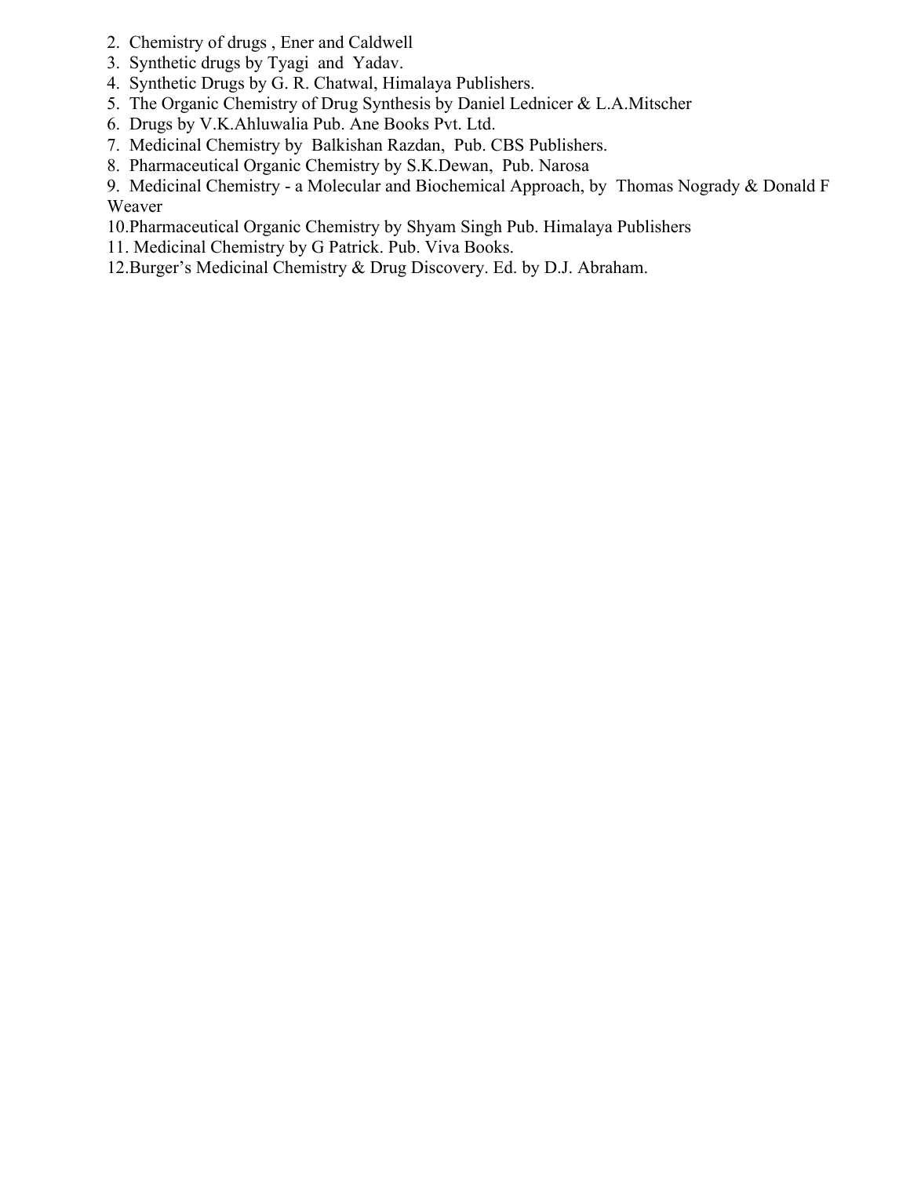2. Chemistry of drugs , Ener and Caldwell
3. Synthetic drugs by Tyagi and Yadav.
4. Synthetic Drugs by G. R. Chatwal, Himalaya Publishers.
5. The Organic Chemistry of Drug Synthesis by Daniel Lednicer & L.A.Mitscher
6. Drugs by V.K.Ahluwalia Pub. Ane Books Pvt. Ltd.
7. Medicinal Chemistry by Balkishan Razdan, Pub. CBS Publishers.
8. Pharmaceutical Organic Chemistry by S.K.Dewan, Pub. Narosa
9. Medicinal Chemistry - a Molecular and Biochemical Approach, by Thomas Nogrady & Donald F Weaver
10. Pharmaceutical Organic Chemistry by Shyam Singh Pub. Himalaya Publishers
11. Medicinal Chemistry by G Patrick. Pub. Viva Books.
12. Burger's Medicinal Chemistry & Drug Discovery. Ed. by D.J. Abraham.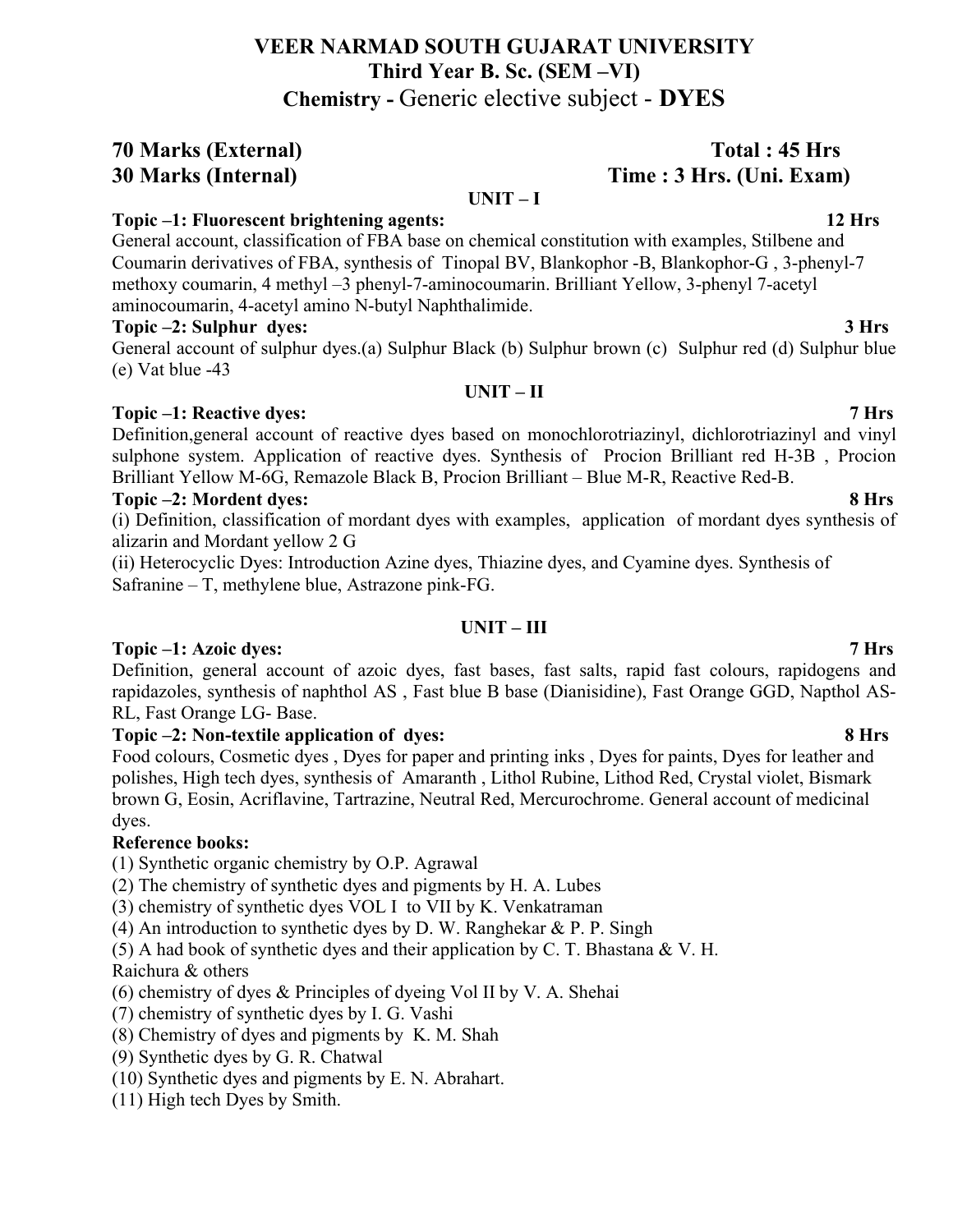# VEER NARMAD SOUTH GUJARAT UNIVERSITY

## Third Year B. Sc. (SEM –VI)

## Chemistry - Generic elective subject - DYES

**70 Marks (External)** **Total : 45 Hrs**

**30 Marks (Internal)** **Time : 3 Hrs. (Uni. Exam)**

### UNIT – I

**Topic –1: Fluorescent brightening agents:** **12 Hrs**

General account, classification of FBA base on chemical constitution with examples, Stilbene and Coumarin derivatives of FBA, synthesis of Tinopal BV, Blankophor -B, Blankophor-G , 3-phenyl-7 methoxy coumarin, 4 methyl –3 phenyl-7-aminocoumarin. Brilliant Yellow, 3-phenyl 7-acetyl aminocoumarin, 4-acetyl amino N-butyl Naphthalimide.

**Topic –2: Sulphur dyes:** **3 Hrs**

General account of sulphur dyes.(a) Sulphur Black (b) Sulphur brown (c) Sulphur red (d) Sulphur blue (e) Vat blue -43

### UNIT – II

**Topic –1: Reactive dyes:** **7 Hrs**

Definition,general account of reactive dyes based on monochlorotriazinyl, dichlorotriazinyl and vinyl sulphone system. Application of reactive dyes. Synthesis of Procion Brilliant red H-3B , Procion Brilliant Yellow M-6G, Remazole Black B, Procion Brilliant – Blue M-R, Reactive Red-B.

**Topic –2: Mordent dyes:** **8 Hrs**

(i) Definition, classification of mordant dyes with examples, application of mordant dyes synthesis of alizarin and Mordant yellow 2 G

(ii) Heterocyclic Dyes: Introduction Azine dyes, Thiazine dyes, and Cyamine dyes. Synthesis of Safranine – T, methylene blue, Astrazone pink-FG.

### UNIT – III

**Topic –1: Azoic dyes:** **7 Hrs**

Definition, general account of azoic dyes, fast bases, fast salts, rapid fast colours, rapidogens and rapidazoles, synthesis of naphthol AS , Fast blue B base (Dianisidine), Fast Orange GGD, Napthol AS-RL, Fast Orange LG- Base.

**Topic –2: Non-textile application of dyes:** **8 Hrs**

Food colours, Cosmetic dyes , Dyes for paper and printing inks , Dyes for paints, Dyes for leather and polishes, High tech dyes, synthesis of Amaranth , Lithol Rubine, Lithod Red, Crystal violet, Bismark brown G, Eosin, Acriflavine, Tartrazine, Neutral Red, Mercurochrome. General account of medicinal dyes.

**Reference books:**

(1) Synthetic organic chemistry by O.P. Agrawal

(2) The chemistry of synthetic dyes and pigments by H. A. Lubes

(3) chemistry of synthetic dyes VOL I to VII by K. Venkatraman

(4) An introduction to synthetic dyes by D. W. Ranghekar & P. P. Singh

(5) A had book of synthetic dyes and their application by C. T. Bhastana & V. H. Raichura & others

(6) chemistry of dyes & Principles of dyeing Vol II by V. A. Shehai

(7) chemistry of synthetic dyes by I. G. Vashi

(8) Chemistry of dyes and pigments by K. M. Shah

(9) Synthetic dyes by G. R. Chatwal

(10) Synthetic dyes and pigments by E. N. Abrahart.

(11) High tech Dyes by Smith.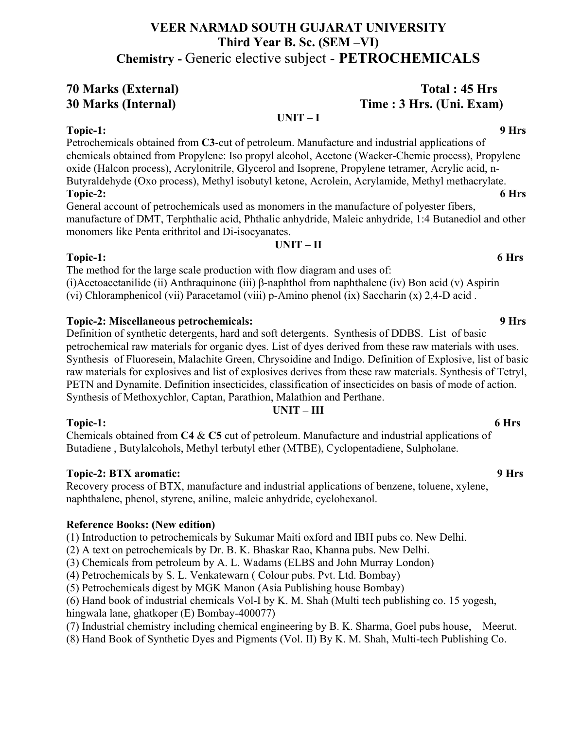# VEER NARMAD SOUTH GUJARAT UNIVERSITY
## Third Year B. Sc. (SEM –VI)
## Chemistry - Generic elective subject - PETROCHEMICALS

**70 Marks (External)** **Total : 45 Hrs**
**30 Marks (Internal)** **Time : 3 Hrs. (Uni. Exam)**

### UNIT – I

**Topic-1:** **9 Hrs**

Petrochemicals obtained from **C3**-cut of petroleum. Manufacture and industrial applications of chemicals obtained from Propylene: Iso propyl alcohol, Acetone (Wacker-Chemie process), Propylene oxide (Halcon process), Acrylonitrile, Glycerol and Isoprene, Propylene tetramer, Acrylic acid, n-Butyraldehyde (Oxo process), Methyl isobutyl ketone, Acrolein, Acrylamide, Methyl methacrylate.

**Topic-2:** **6 Hrs**

General account of petrochemicals used as monomers in the manufacture of polyester fibers, manufacture of DMT, Terphthalic acid, Phthalic anhydride, Maleic anhydride, 1:4 Butanediol and other monomers like Penta erithritol and Di-isocyanates.

### UNIT – II

**Topic-1:** **6 Hrs**

The method for the large scale production with flow diagram and uses of:
(i)Acetoacetanilide (ii) Anthraquinone (iii) β-naphthol from naphthalene (iv) Bon acid (v) Aspirin (vi) Chloramphenicol (vii) Paracetamol (viii) p-Amino phenol (ix) Saccharin (x) 2,4-D acid .

**Topic-2: Miscellaneous petrochemicals:** **9 Hrs**

Definition of synthetic detergents, hard and soft detergents. Synthesis of DDBS. List of basic petrochemical raw materials for organic dyes. List of dyes derived from these raw materials with uses. Synthesis of Fluoresein, Malachite Green, Chrysoidine and Indigo. Definition of Explosive, list of basic raw materials for explosives and list of explosives derives from these raw materials. Synthesis of Tetryl, PETN and Dynamite. Definition insecticides, classification of insecticides on basis of mode of action. Synthesis of Methoxychlor, Captan, Parathion, Malathion and Perthane.

### UNIT – III

**Topic-1:** **6 Hrs**

Chemicals obtained from **C4** & **C5** cut of petroleum. Manufacture and industrial applications of Butadiene , Butylalcohols, Methyl terbutyl ether (MTBE), Cyclopentadiene, Sulpholane.

**Topic-2: BTX aromatic:** **9 Hrs**

Recovery process of BTX, manufacture and industrial applications of benzene, toluene, xylene, naphthalene, phenol, styrene, aniline, maleic anhydride, cyclohexanol.

**Reference Books: (New edition)**

(1) Introduction to petrochemicals by Sukumar Maiti oxford and IBH pubs co. New Delhi.
(2) A text on petrochemicals by Dr. B. K. Bhaskar Rao, Khanna pubs. New Delhi.
(3) Chemicals from petroleum by A. L. Wadams (ELBS and John Murray London)
(4) Petrochemicals by S. L. Venkatewarn ( Colour pubs. Pvt. Ltd. Bombay)
(5) Petrochemicals digest by MGK Manon (Asia Publishing house Bombay)
(6) Hand book of industrial chemicals Vol-I by K. M. Shah (Multi tech publishing co. 15 yogesh, hingwala lane, ghatkoper (E) Bombay-400077)
(7) Industrial chemistry including chemical engineering by B. K. Sharma, Goel pubs house, Meerut.
(8) Hand Book of Synthetic Dyes and Pigments (Vol. II) By K. M. Shah, Multi-tech Publishing Co.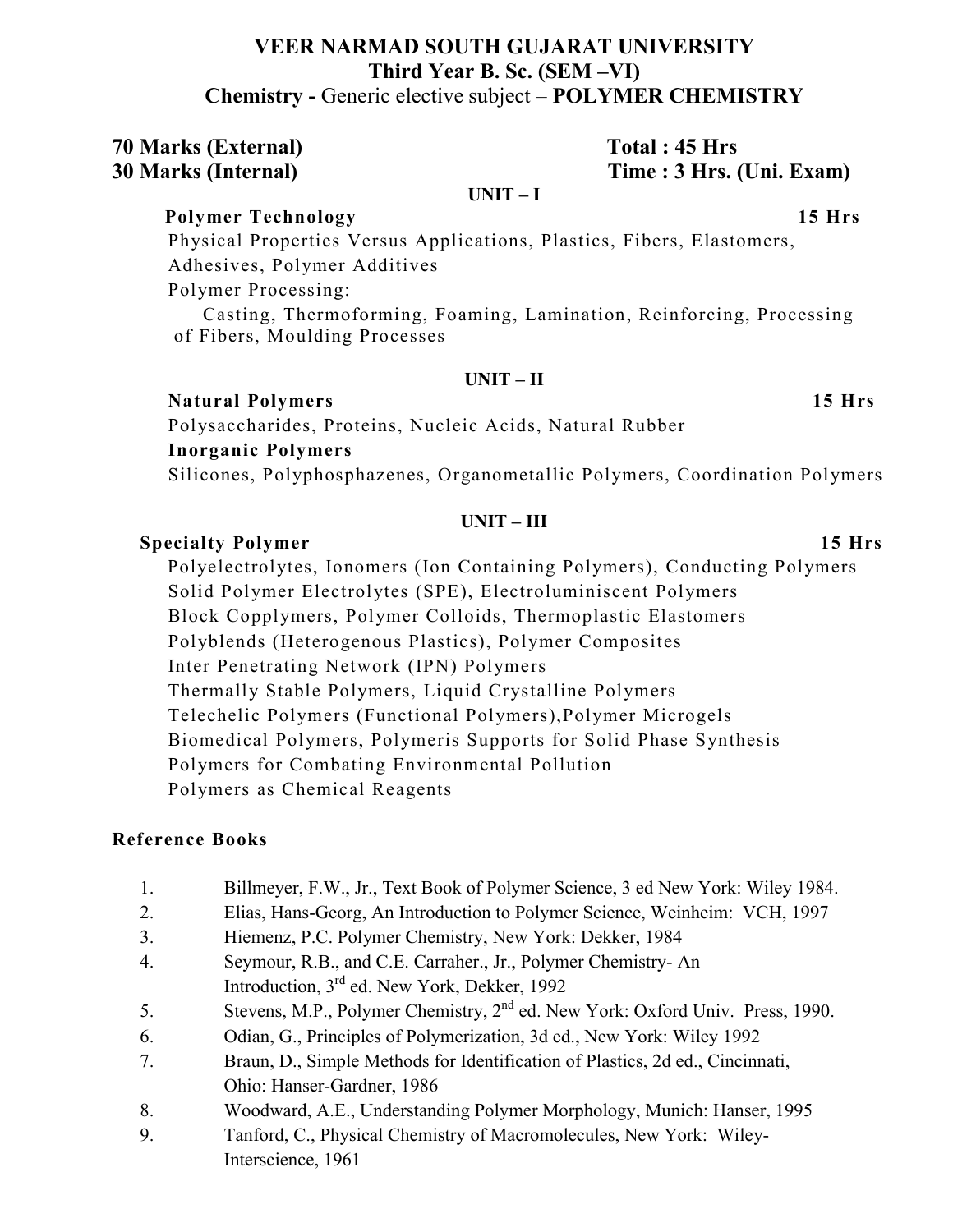# VEER NARMAD SOUTH GUJARAT UNIVERSITY
## Third Year B. Sc. (SEM –VI)
## Chemistry - Generic elective subject – POLYMER CHEMISTRY

**70 Marks (External)** **Total : 45 Hrs**
**30 Marks (Internal)** **Time : 3 Hrs. (Uni. Exam)**

### UNIT – I

**Polymer Technology** **15 Hrs**

Physical Properties Versus Applications, Plastics, Fibers, Elastomers, Adhesives, Polymer Additives

Polymer Processing:

Casting, Thermoforming, Foaming, Lamination, Reinforcing, Processing of Fibers, Moulding Processes

### UNIT – II

**Natural Polymers** **15 Hrs**

Polysaccharides, Proteins, Nucleic Acids, Natural Rubber

**Inorganic Polymers**

Silicones, Polyphosphazenes, Organometallic Polymers, Coordination Polymers

### UNIT – III

**Specialty Polymer** **15 Hrs**

Polyelectrolytes, Ionomers (Ion Containing Polymers), Conducting Polymers
Solid Polymer Electrolytes (SPE), Electroluminiscent Polymers
Block Copplymers, Polymer Colloids, Thermoplastic Elastomers
Polyblends (Heterogenous Plastics), Polymer Composites
Inter Penetrating Network (IPN) Polymers
Thermally Stable Polymers, Liquid Crystalline Polymers
Telechelic Polymers (Functional Polymers),Polymer Microgels
Biomedical Polymers, Polymeris Supports for Solid Phase Synthesis
Polymers for Combating Environmental Pollution
Polymers as Chemical Reagents

### Reference Books

1. Billmeyer, F.W., Jr., Text Book of Polymer Science, 3 ed New York: Wiley 1984.
2. Elias, Hans-Georg, An Introduction to Polymer Science, Weinheim: VCH, 1997
3. Hiemenz, P.C. Polymer Chemistry, New York: Dekker, 1984
4. Seymour, R.B., and C.E. Carraher., Jr., Polymer Chemistry- An Introduction, 3rd ed. New York, Dekker, 1992
5. Stevens, M.P., Polymer Chemistry, 2nd ed. New York: Oxford Univ. Press, 1990.
6. Odian, G., Principles of Polymerization, 3d ed., New York: Wiley 1992
7. Braun, D., Simple Methods for Identification of Plastics, 2d ed., Cincinnati, Ohio: Hanser-Gardner, 1986
8. Woodward, A.E., Understanding Polymer Morphology, Munich: Hanser, 1995
9. Tanford, C., Physical Chemistry of Macromolecules, New York: Wiley-Interscience, 1961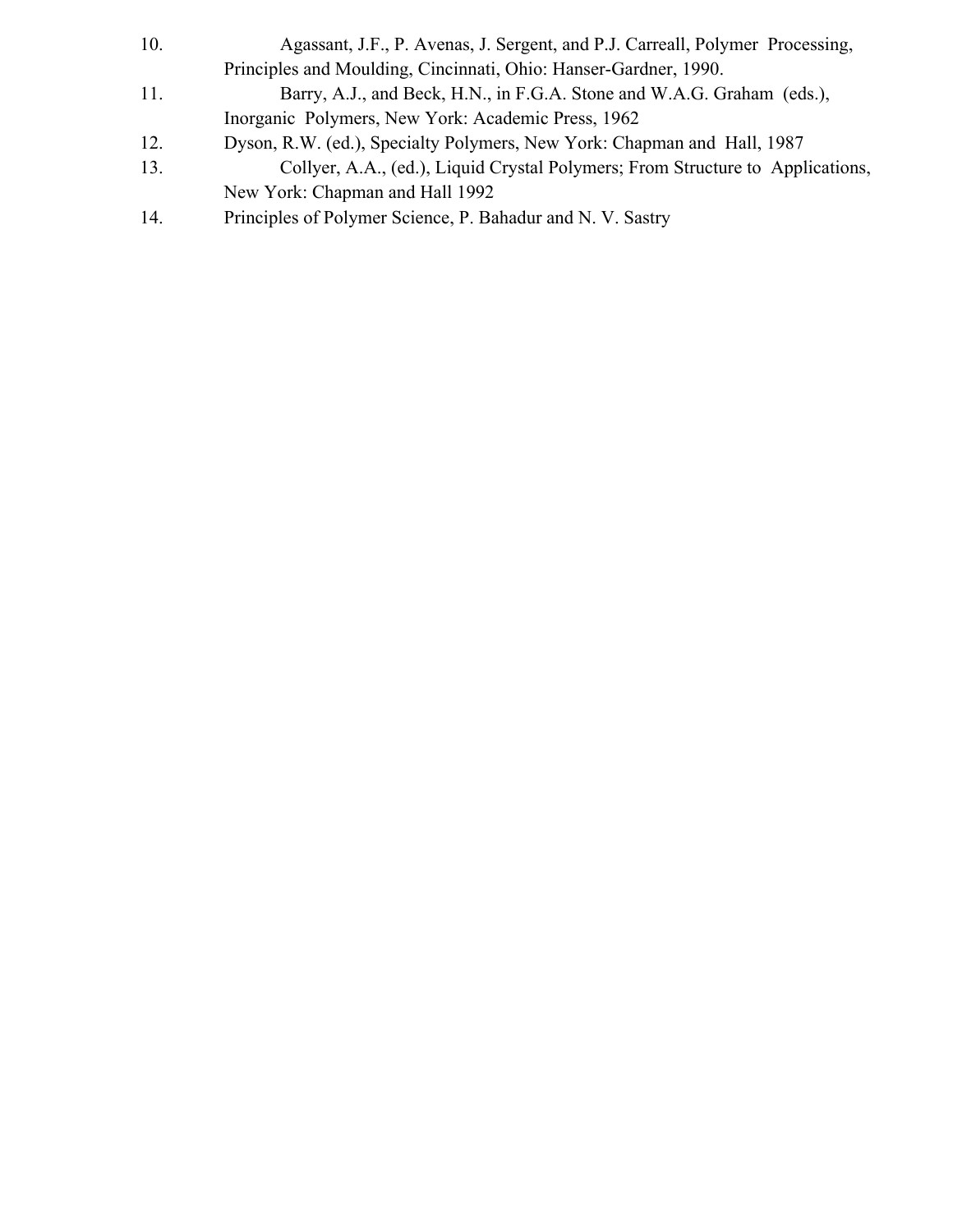10. Agassant, J.F., P. Avenas, J. Sergent, and P.J. Carreall, Polymer Processing, Principles and Moulding, Cincinnati, Ohio: Hanser-Gardner, 1990.
11. Barry, A.J., and Beck, H.N., in F.G.A. Stone and W.A.G. Graham (eds.), Inorganic Polymers, New York: Academic Press, 1962
12. Dyson, R.W. (ed.), Specialty Polymers, New York: Chapman and Hall, 1987
13. Collyer, A.A., (ed.), Liquid Crystal Polymers; From Structure to Applications, New York: Chapman and Hall 1992
14. Principles of Polymer Science, P. Bahadur and N. V. Sastry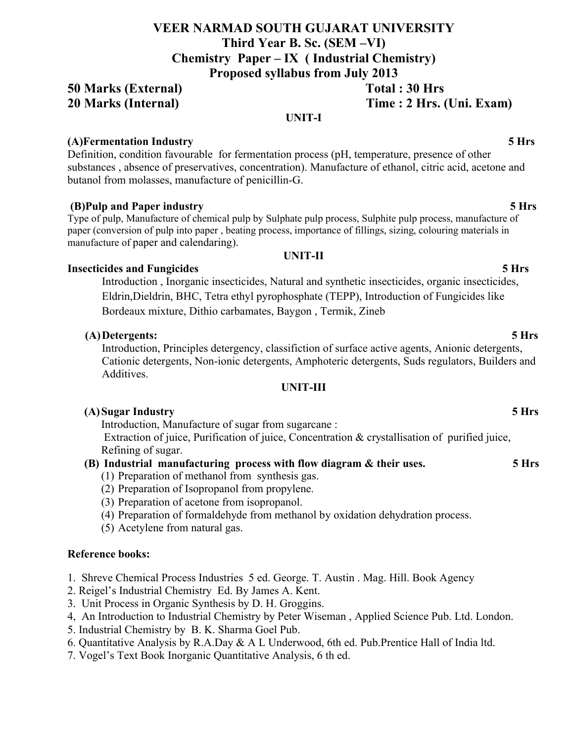# VEER NARMAD SOUTH GUJARAT UNIVERSITY
## Third Year B. Sc. (SEM –VI)
## Chemistry Paper – IX ( Industrial Chemistry)
## Proposed syllabus from July 2013

**50 Marks (External)** **Total : 30 Hrs**
**20 Marks (Internal)** **Time : 2 Hrs. (Uni. Exam)**

### UNIT-I

**(A)Fermentation Industry** **5 Hrs**

Definition, condition favourable for fermentation process (pH, temperature, presence of other substances , absence of preservatives, concentration). Manufacture of ethanol, citric acid, acetone and butanol from molasses, manufacture of penicillin-G.

**(B)Pulp and Paper industry** **5 Hrs**

Type of pulp, Manufacture of chemical pulp by Sulphate pulp process, Sulphite pulp process, manufacture of paper (conversion of pulp into paper , beating process, importance of fillings, sizing, colouring materials in manufacture of paper and calendaring).

### UNIT-II

**Insecticides and Fungicides** **5 Hrs**

Introduction , Inorganic insecticides, Natural and synthetic insecticides, organic insecticides, Eldrin,Dieldrin, BHC, Tetra ethyl pyrophosphate (TEPP), Introduction of Fungicides like Bordeaux mixture, Dithio carbamates, Baygon , Termik, Zineb

**(A) Detergents:** **5 Hrs**

Introduction, Principles detergency, classifiction of surface active agents, Anionic detergents, Cationic detergents, Non-ionic detergents, Amphoteric detergents, Suds regulators, Builders and Additives.

### UNIT-III

**(A) Sugar Industry** **5 Hrs**

Introduction, Manufacture of sugar from sugarcane :
Extraction of juice, Purification of juice, Concentration & crystallisation of purified juice, Refining of sugar.

**(B) Industrial manufacturing process with flow diagram & their uses.** **5 Hrs**

(1) Preparation of methanol from synthesis gas.
(2) Preparation of Isopropanol from propylene.
(3) Preparation of acetone from isopropanol.
(4) Preparation of formaldehyde from methanol by oxidation dehydration process.
(5) Acetylene from natural gas.

**Reference books:**

1. Shreve Chemical Process Industries 5 ed. George. T. Austin . Mag. Hill. Book Agency
2. Reigel's Industrial Chemistry Ed. By James A. Kent.
3. Unit Process in Organic Synthesis by D. H. Groggins.
4. An Introduction to Industrial Chemistry by Peter Wiseman , Applied Science Pub. Ltd. London.
5. Industrial Chemistry by B. K. Sharma Goel Pub.
6. Quantitative Analysis by R.A.Day & A L Underwood, 6th ed. Pub.Prentice Hall of India ltd.
7. Vogel's Text Book Inorganic Quantitative Analysis, 6 th ed.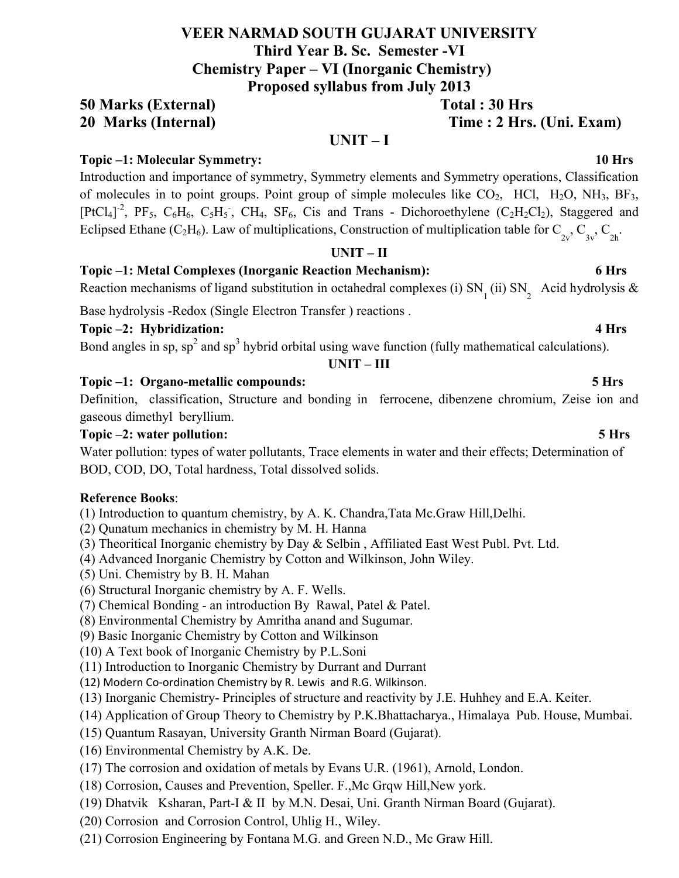# VEER NARMAD SOUTH GUJARAT UNIVERSITY

## Third Year B. Sc. Semester -VI

## Chemistry Paper – VI (Inorganic Chemistry)

## Proposed syllabus from July 2013

**50 Marks (External)** **Total : 30 Hrs**

**20 Marks (Internal)** **Time : 2 Hrs. (Uni. Exam)**

## UNIT – I

**Topic –1: Molecular Symmetry:** **10 Hrs**

Introduction and importance of symmetry, Symmetry elements and Symmetry operations, Classification of molecules in to point groups. Point group of simple molecules like $CO_2$, HCl, $H_2O$, $NH_3$, $BF_3$, $[PtCl_4]^{-2}$, $PF_5$, $C_6H_6$, $C_5H_5^-$, $CH_4$, $SF_6$, Cis and Trans - Dichoroethylene ($C_2H_2Cl_2$), Staggered and Eclipsed Ethane ($C_2H_6$). Law of multiplications, Construction of multiplication table for $C_{2v}$, $C_{3v}$, $C_{2h}$.

## UNIT – II

**Topic –1: Metal Complexes (Inorganic Reaction Mechanism):** **6 Hrs**

Reaction mechanisms of ligand substitution in octahedral complexes (i) $SN_1$ (ii) $SN_2$ Acid hydrolysis & Base hydrolysis -Redox (Single Electron Transfer ) reactions .

**Topic –2: Hybridization:** **4 Hrs**

Bond angles in sp, $sp^2$ and $sp^3$ hybrid orbital using wave function (fully mathematical calculations).

## UNIT – III

**Topic –1: Organo-metallic compounds:** **5 Hrs**

Definition, classification, Structure and bonding in ferrocene, dibenzene chromium, Zeise ion and gaseous dimethyl beryllium.

**Topic –2: water pollution:** **5 Hrs**

Water pollution: types of water pollutants, Trace elements in water and their effects; Determination of BOD, COD, DO, Total hardness, Total dissolved solids.

**Reference Books**:

(1) Introduction to quantum chemistry, by A. K. Chandra,Tata Mc.Graw Hill,Delhi.
(2) Qunatum mechanics in chemistry by M. H. Hanna
(3) Theoritical Inorganic chemistry by Day & Selbin , Affiliated East West Publ. Pvt. Ltd.
(4) Advanced Inorganic Chemistry by Cotton and Wilkinson, John Wiley.
(5) Uni. Chemistry by B. H. Mahan
(6) Structural Inorganic chemistry by A. F. Wells.
(7) Chemical Bonding - an introduction By Rawal, Patel & Patel.
(8) Environmental Chemistry by Amritha anand and Sugumar.
(9) Basic Inorganic Chemistry by Cotton and Wilkinson
(10) A Text book of Inorganic Chemistry by P.L.Soni
(11) Introduction to Inorganic Chemistry by Durrant and Durrant
(12) Modern Co-ordination Chemistry by R. Lewis and R.G. Wilkinson.
(13) Inorganic Chemistry- Principles of structure and reactivity by J.E. Huhhey and E.A. Keiter.
(14) Application of Group Theory to Chemistry by P.K.Bhattacharya., Himalaya Pub. House, Mumbai.
(15) Quantum Rasayan, University Granth Nirman Board (Gujarat).
(16) Environmental Chemistry by A.K. De.
(17) The corrosion and oxidation of metals by Evans U.R. (1961), Arnold, London.
(18) Corrosion, Causes and Prevention, Speller. F.,Mc Grqw Hill,New york.
(19) Dhatvik Ksharan, Part-I & II by M.N. Desai, Uni. Granth Nirman Board (Gujarat).
(20) Corrosion and Corrosion Control, Uhlig H., Wiley.
(21) Corrosion Engineering by Fontana M.G. and Green N.D., Mc Graw Hill.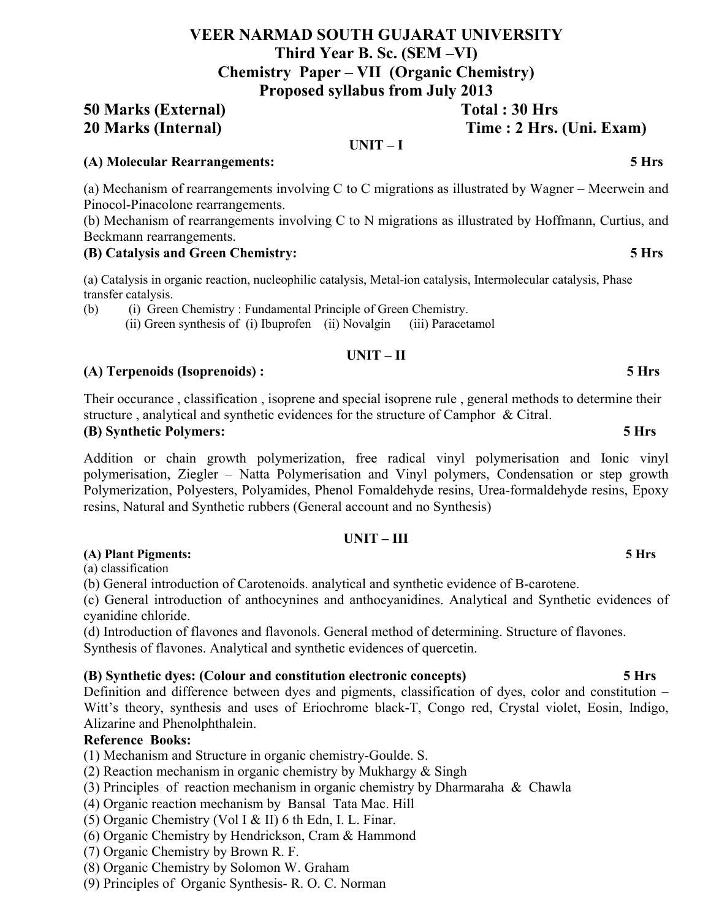# VEER NARMAD SOUTH GUJARAT UNIVERSITY
## Third Year B. Sc. (SEM –VI)
## Chemistry Paper – VII (Organic Chemistry)
## Proposed syllabus from July 2013

**50 Marks (External)** **Total : 30 Hrs**
**20 Marks (Internal)** **Time : 2 Hrs. (Uni. Exam)**

### UNIT – I

**(A) Molecular Rearrangements:** **5 Hrs**

(a) Mechanism of rearrangements involving C to C migrations as illustrated by Wagner – Meerwein and Pinocol-Pinacolone rearrangements.
(b) Mechanism of rearrangements involving C to N migrations as illustrated by Hoffmann, Curtius, and Beckmann rearrangements.

**(B) Catalysis and Green Chemistry:** **5 Hrs**

(a) Catalysis in organic reaction, nucleophilic catalysis, Metal-ion catalysis, Intermolecular catalysis, Phase transfer catalysis.
(b) (i) Green Chemistry : Fundamental Principle of Green Chemistry.
(ii) Green synthesis of (i) Ibuprofen (ii) Novalgin (iii) Paracetamol

### UNIT – II

**(A) Terpenoids (Isoprenoids) :** **5 Hrs**

Their occurance , classification , isoprene and special isoprene rule , general methods to determine their structure , analytical and synthetic evidences for the structure of Camphor & Citral.

**(B) Synthetic Polymers:** **5 Hrs**

Addition or chain growth polymerization, free radical vinyl polymerisation and Ionic vinyl polymerisation, Ziegler – Natta Polymerisation and Vinyl polymers, Condensation or step growth Polymerization, Polyesters, Polyamides, Phenol Fomaldehyde resins, Urea-formaldehyde resins, Epoxy resins, Natural and Synthetic rubbers (General account and no Synthesis)

### UNIT – III

**(A) Plant Pigments:** **5 Hrs**

(a) classification
(b) General introduction of Carotenoids. analytical and synthetic evidence of B-carotene.
(c) General introduction of anthocynines and anthocyanidines. Analytical and Synthetic evidences of cyanidine chloride.
(d) Introduction of flavones and flavonols. General method of determining. Structure of flavones. Synthesis of flavones. Analytical and synthetic evidences of quercetin.

**(B) Synthetic dyes: (Colour and constitution electronic concepts)** **5 Hrs**

Definition and difference between dyes and pigments, classification of dyes, color and constitution – Witt's theory, synthesis and uses of Eriochrome black-T, Congo red, Crystal violet, Eosin, Indigo, Alizarine and Phenolphthalein.

**Reference Books:**

(1) Mechanism and Structure in organic chemistry-Goulde. S.
(2) Reaction mechanism in organic chemistry by Mukhargy & Singh
(3) Principles of reaction mechanism in organic chemistry by Dharmaraha & Chawla
(4) Organic reaction mechanism by Bansal Tata Mac. Hill
(5) Organic Chemistry (Vol I & II) 6 th Edn, I. L. Finar.
(6) Organic Chemistry by Hendrickson, Cram & Hammond
(7) Organic Chemistry by Brown R. F.
(8) Organic Chemistry by Solomon W. Graham
(9) Principles of Organic Synthesis- R. O. C. Norman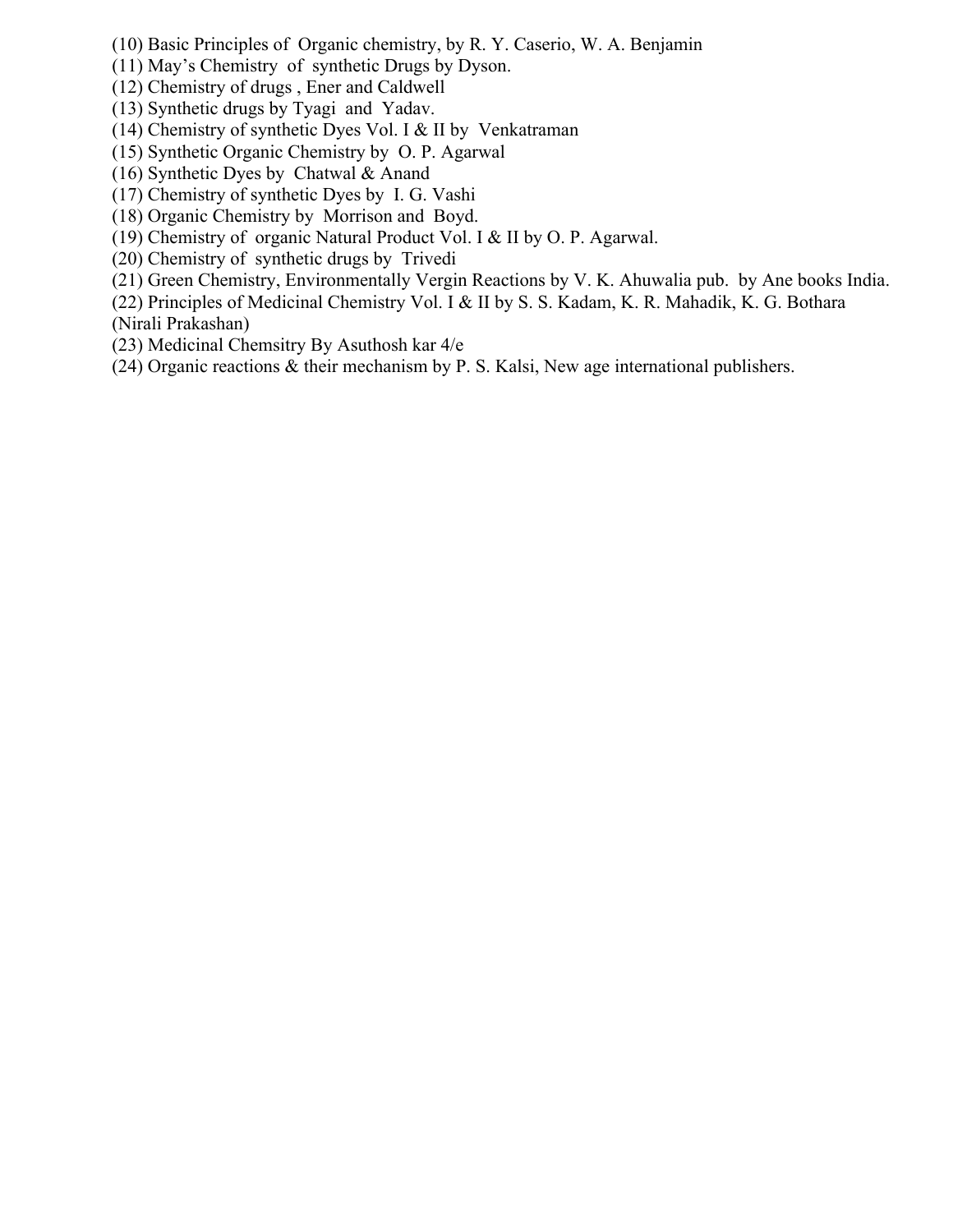(10) Basic Principles of Organic chemistry, by R. Y. Caserio, W. A. Benjamin
(11) May's Chemistry of synthetic Drugs by Dyson.
(12) Chemistry of drugs , Ener and Caldwell
(13) Synthetic drugs by Tyagi and Yadav.
(14) Chemistry of synthetic Dyes Vol. I & II by Venkatraman
(15) Synthetic Organic Chemistry by O. P. Agarwal
(16) Synthetic Dyes by Chatwal & Anand
(17) Chemistry of synthetic Dyes by I. G. Vashi
(18) Organic Chemistry by Morrison and Boyd.
(19) Chemistry of organic Natural Product Vol. I & II by O. P. Agarwal.
(20) Chemistry of synthetic drugs by Trivedi
(21) Green Chemistry, Environmentally Vergin Reactions by V. K. Ahuwalia pub. by Ane books India.
(22) Principles of Medicinal Chemistry Vol. I & II by S. S. Kadam, K. R. Mahadik, K. G. Bothara (Nirali Prakashan)
(23) Medicinal Chemsitry By Asuthosh kar 4/e
(24) Organic reactions & their mechanism by P. S. Kalsi, New age international publishers.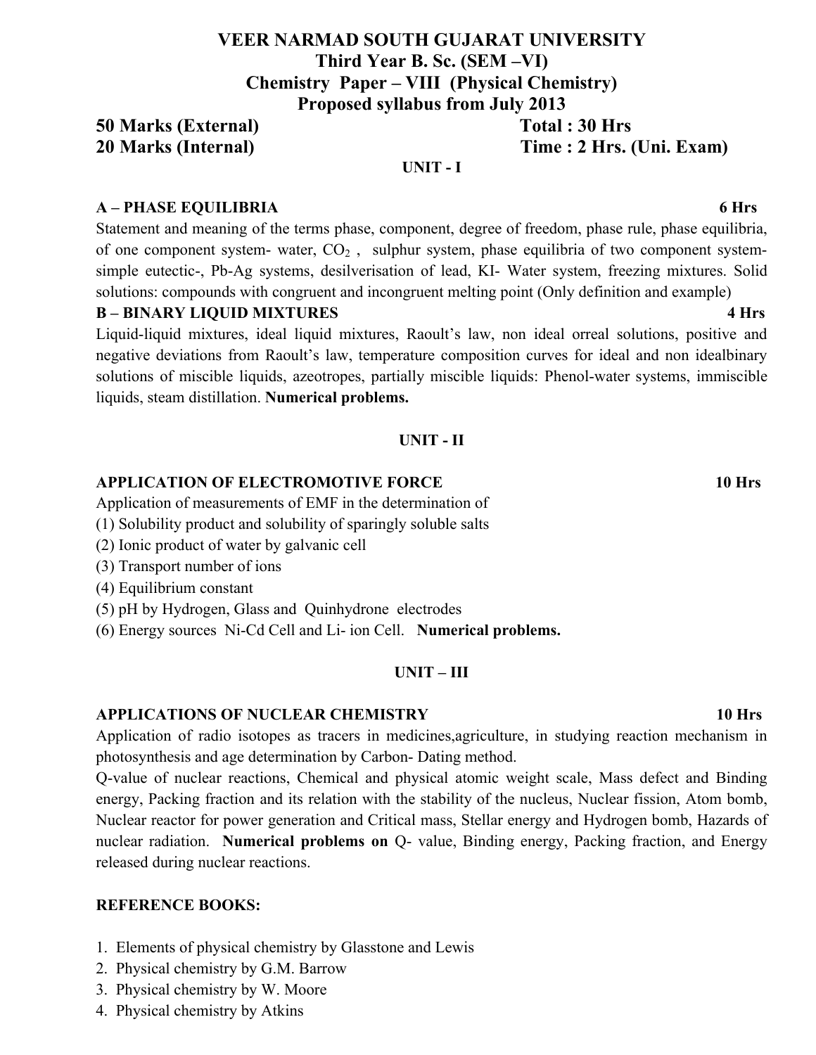# VEER NARMAD SOUTH GUJARAT UNIVERSITY
## Third Year B. Sc. (SEM –VI)
## Chemistry Paper – VIII (Physical Chemistry)
## Proposed syllabus from July 2013

**50 Marks (External)** **Total : 30 Hrs**
**20 Marks (Internal)** **Time : 2 Hrs. (Uni. Exam)**

### UNIT - I

**A – PHASE EQUILIBRIA** **6 Hrs**

Statement and meaning of the terms phase, component, degree of freedom, phase rule, phase equilibria, of one component system- water, $CO_2$ , sulphur system, phase equilibria of two component system-simple eutectic-, Pb-Ag systems, desilverisation of lead, KI- Water system, freezing mixtures. Solid solutions: compounds with congruent and incongruent melting point (Only definition and example)

**B – BINARY LIQUID MIXTURES** **4 Hrs**

Liquid-liquid mixtures, ideal liquid mixtures, Raoult's law, non ideal orreal solutions, positive and negative deviations from Raoult's law, temperature composition curves for ideal and non idealbinary solutions of miscible liquids, azeotropes, partially miscible liquids: Phenol-water systems, immiscible liquids, steam distillation. **Numerical problems.**

### UNIT - II

**APPLICATION OF ELECTROMOTIVE FORCE** **10 Hrs**

Application of measurements of EMF in the determination of

(1) Solubility product and solubility of sparingly soluble salts
(2) Ionic product of water by galvanic cell
(3) Transport number of ions
(4) Equilibrium constant
(5) pH by Hydrogen, Glass and Quinhydrone electrodes
(6) Energy sources Ni-Cd Cell and Li- ion Cell. **Numerical problems.**

### UNIT – III

**APPLICATIONS OF NUCLEAR CHEMISTRY** **10 Hrs**

Application of radio isotopes as tracers in medicines,agriculture, in studying reaction mechanism in photosynthesis and age determination by Carbon- Dating method.

Q-value of nuclear reactions, Chemical and physical atomic weight scale, Mass defect and Binding energy, Packing fraction and its relation with the stability of the nucleus, Nuclear fission, Atom bomb, Nuclear reactor for power generation and Critical mass, Stellar energy and Hydrogen bomb, Hazards of nuclear radiation. **Numerical problems on** Q- value, Binding energy, Packing fraction, and Energy released during nuclear reactions.

**REFERENCE BOOKS:**

1. Elements of physical chemistry by Glasstone and Lewis
2. Physical chemistry by G.M. Barrow
3. Physical chemistry by W. Moore
4. Physical chemistry by Atkins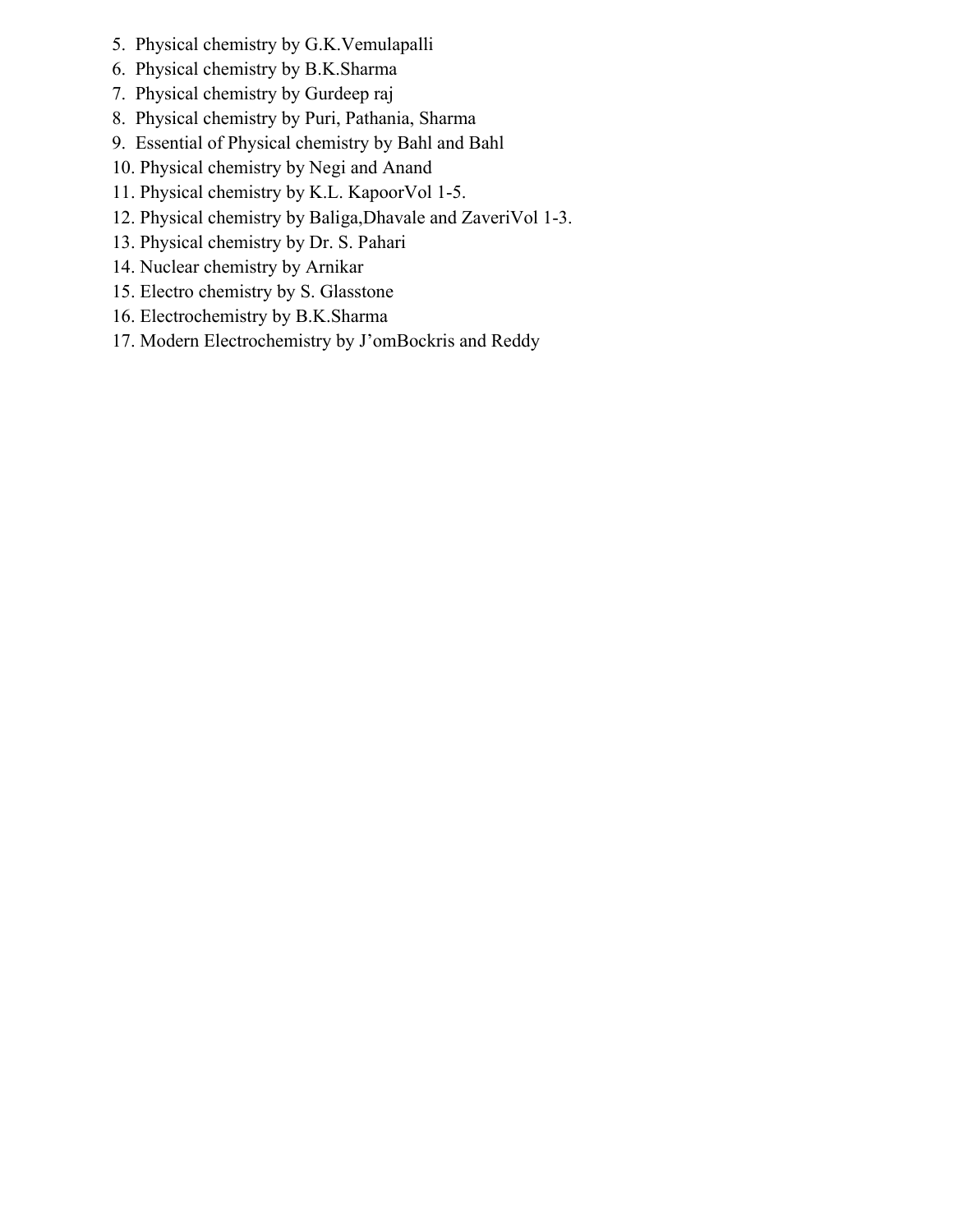5. Physical chemistry by G.K.Vemulapalli
6. Physical chemistry by B.K.Sharma
7. Physical chemistry by Gurdeep raj
8. Physical chemistry by Puri, Pathania, Sharma
9. Essential of Physical chemistry by Bahl and Bahl
10. Physical chemistry by Negi and Anand
11. Physical chemistry by K.L. KapoorVol 1-5.
12. Physical chemistry by Baliga,Dhavale and ZaveriVol 1-3.
13. Physical chemistry by Dr. S. Pahari
14. Nuclear chemistry by Arnikar
15. Electro chemistry by S. Glasstone
16. Electrochemistry by B.K.Sharma
17. Modern Electrochemistry by J'omBockris and Reddy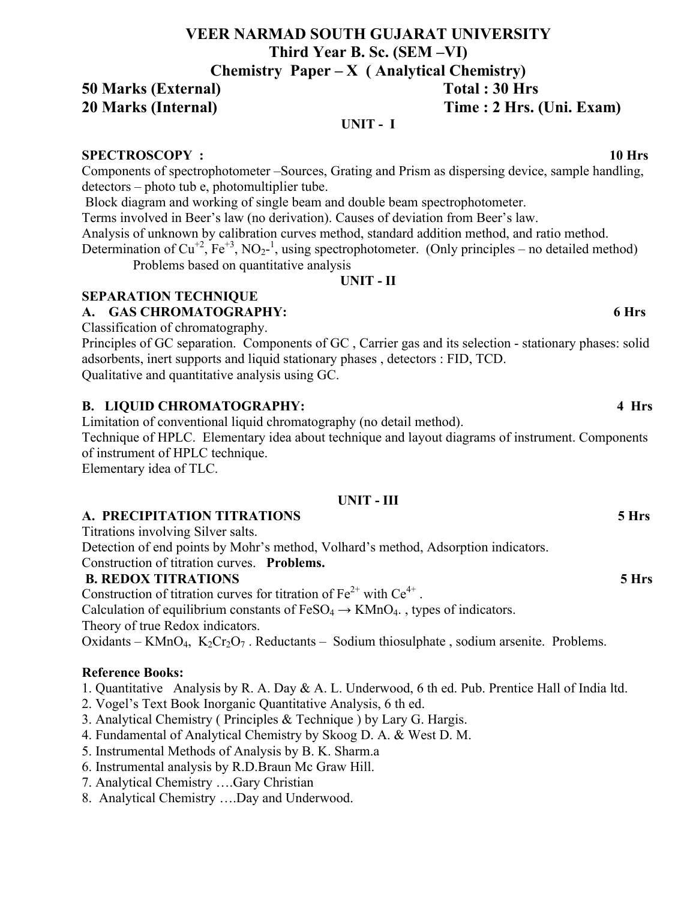# VEER NARMAD SOUTH GUJARAT UNIVERSITY

## Third Year B. Sc. (SEM –VI)

## Chemistry Paper – X ( Analytical Chemistry)

**50 Marks (External)** **Total : 30 Hrs**

**20 Marks (Internal)** **Time : 2 Hrs. (Uni. Exam)**

### UNIT - I

**SPECTROSCOPY : 10 Hrs**

Components of spectrophotometer –Sources, Grating and Prism as dispersing device, sample handling, detectors – photo tub e, photomultiplier tube.

Block diagram and working of single beam and double beam spectrophotometer.

Terms involved in Beer's law (no derivation). Causes of deviation from Beer's law.

Analysis of unknown by calibration curves method, standard addition method, and ratio method.

Determination of $Cu^{+2}$, $Fe^{+3}$, $NO_2$-$^{1}$, using spectrophotometer. (Only principles – no detailed method)

Problems based on quantitative analysis

### UNIT - II

**SEPARATION TECHNIQUE**

**A. GAS CHROMATOGRAPHY: 6 Hrs**

Classification of chromatography.

Principles of GC separation. Components of GC , Carrier gas and its selection - stationary phases: solid adsorbents, inert supports and liquid stationary phases , detectors : FID, TCD.

Qualitative and quantitative analysis using GC.

**B. LIQUID CHROMATOGRAPHY: 4 Hrs**

Limitation of conventional liquid chromatography (no detail method).

Technique of HPLC. Elementary idea about technique and layout diagrams of instrument. Components of instrument of HPLC technique.

Elementary idea of TLC.

### UNIT - III

**A. PRECIPITATION TITRATIONS 5 Hrs**

Titrations involving Silver salts.

Detection of end points by Mohr's method, Volhard's method, Adsorption indicators.

Construction of titration curves. **Problems.**

**B. REDOX TITRATIONS 5 Hrs**

Construction of titration curves for titration of $Fe^{2+}$ with $Ce^{4+}$ .

Calculation of equilibrium constants of $FeSO_4 \rightarrow KMnO_4$. , types of indicators.

Theory of true Redox indicators.

Oxidants – $KMnO_4$, $K_2Cr_2O_7$ . Reductants – Sodium thiosulphate , sodium arsenite. Problems.

**Reference Books:**

1. Quantitative Analysis by R. A. Day & A. L. Underwood, 6 th ed. Pub. Prentice Hall of India ltd.
2. Vogel's Text Book Inorganic Quantitative Analysis, 6 th ed.
3. Analytical Chemistry ( Principles & Technique ) by Lary G. Hargis.
4. Fundamental of Analytical Chemistry by Skoog D. A. & West D. M.
5. Instrumental Methods of Analysis by B. K. Sharm.a
6. Instrumental analysis by R.D.Braun Mc Graw Hill.
7. Analytical Chemistry ….Gary Christian
8. Analytical Chemistry ….Day and Underwood.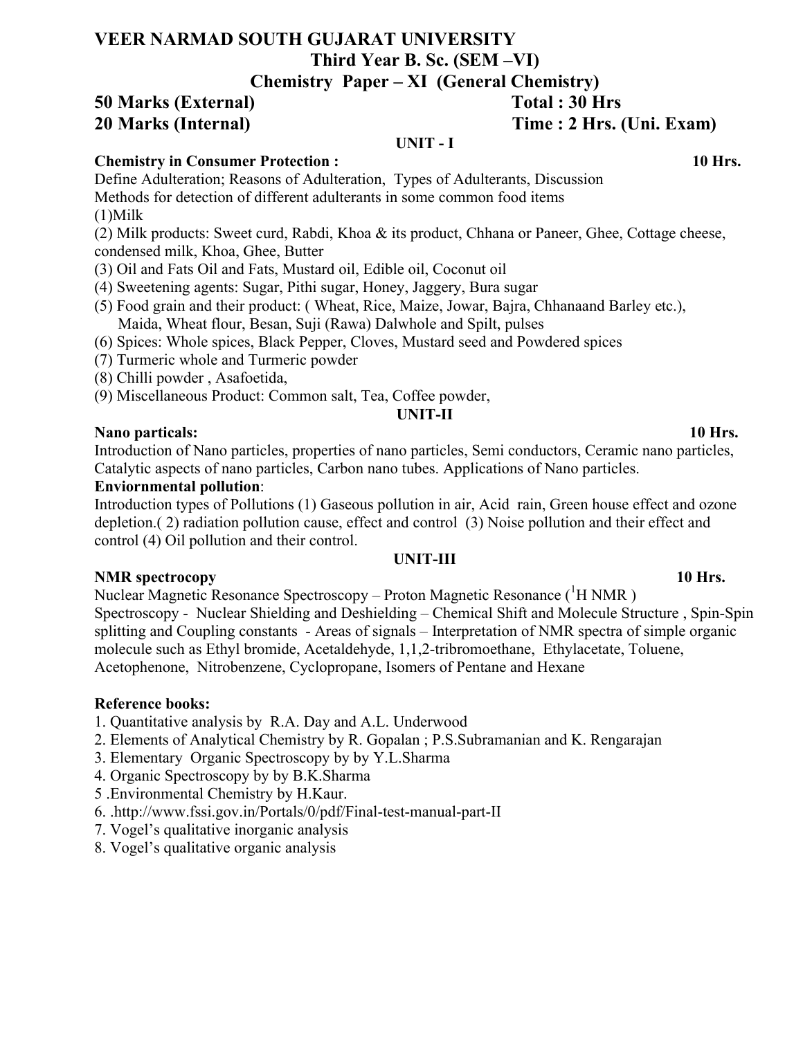# VEER NARMAD SOUTH GUJARAT UNIVERSITY

## Third Year B. Sc. (SEM –VI)

## Chemistry Paper – XI (General Chemistry)

**50 Marks (External)** **Total : 30 Hrs**

**20 Marks (Internal)** **Time : 2 Hrs. (Uni. Exam)**

### UNIT - I

**Chemistry in Consumer Protection :** **10 Hrs.**

Define Adulteration; Reasons of Adulteration, Types of Adulterants, Discussion
Methods for detection of different adulterants in some common food items

(1)Milk

(2) Milk products: Sweet curd, Rabdi, Khoa & its product, Chhana or Paneer, Ghee, Cottage cheese, condensed milk, Khoa, Ghee, Butter

(3) Oil and Fats Oil and Fats, Mustard oil, Edible oil, Coconut oil

(4) Sweetening agents: Sugar, Pithi sugar, Honey, Jaggery, Bura sugar

(5) Food grain and their product: ( Wheat, Rice, Maize, Jowar, Bajra, Chhanaand Barley etc.), Maida, Wheat flour, Besan, Suji (Rawa) Dalwhole and Spilt, pulses

(6) Spices: Whole spices, Black Pepper, Cloves, Mustard seed and Powdered spices

(7) Turmeric whole and Turmeric powder

(8) Chilli powder , Asafoetida,

(9) Miscellaneous Product: Common salt, Tea, Coffee powder,

### UNIT-II

**Nano particals:** **10 Hrs.**

Introduction of Nano particles, properties of nano particles, Semi conductors, Ceramic nano particles, Catalytic aspects of nano particles, Carbon nano tubes. Applications of Nano particles.

**Enviornmental pollution**:

Introduction types of Pollutions (1) Gaseous pollution in air, Acid rain, Green house effect and ozone depletion.( 2) radiation pollution cause, effect and control (3) Noise pollution and their effect and control (4) Oil pollution and their control.

### UNIT-III

**NMR spectrocopy** **10 Hrs.**

Nuclear Magnetic Resonance Spectroscopy – Proton Magnetic Resonance ($^1$H NMR ) Spectroscopy - Nuclear Shielding and Deshielding – Chemical Shift and Molecule Structure , Spin-Spin splitting and Coupling constants - Areas of signals – Interpretation of NMR spectra of simple organic molecule such as Ethyl bromide, Acetaldehyde, 1,1,2-tribromoethane, Ethylacetate, Toluene, Acetophenone, Nitrobenzene, Cyclopropane, Isomers of Pentane and Hexane

**Reference books:**

1. Quantitative analysis by R.A. Day and A.L. Underwood
2. Elements of Analytical Chemistry by R. Gopalan ; P.S.Subramanian and K. Rengarajan
3. Elementary Organic Spectroscopy by by Y.L.Sharma
4. Organic Spectroscopy by by B.K.Sharma
5. Environmental Chemistry by H.Kaur.
6. .http://www.fssi.gov.in/Portals/0/pdf/Final-test-manual-part-II
7. Vogel's qualitative inorganic analysis
8. Vogel's qualitative organic analysis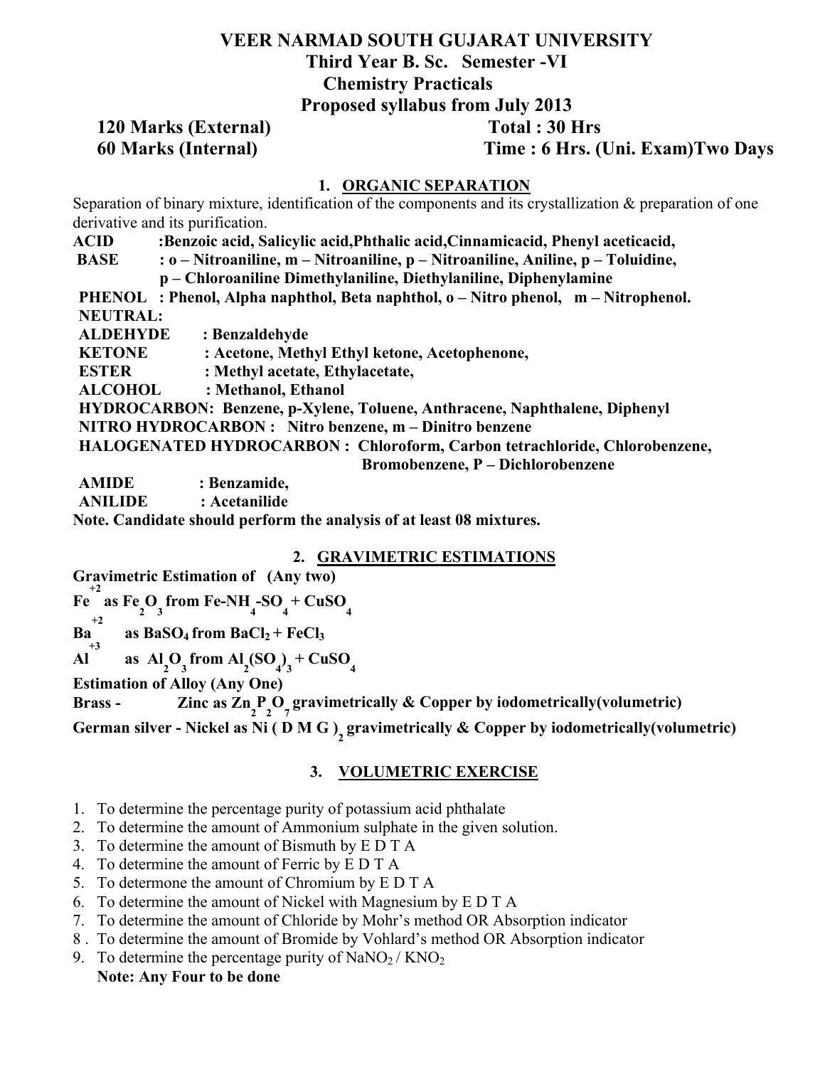# VEER NARMAD SOUTH GUJARAT UNIVERSITY

## Third Year B. Sc. Semester -VI

## Chemistry Practicals

## Proposed syllabus from July 2013

**120 Marks (External)** **Total : 30 Hrs**

**60 Marks (Internal)** **Time : 6 Hrs. (Uni. Exam)Two Days**

### 1. ORGANIC SEPARATION

Separation of binary mixture, identification of the components and its crystallization & preparation of one derivative and its purification.

**ACID :Benzoic acid, Salicylic acid,Phthalic acid,Cinnamicacid, Phenyl aceticacid,**

**BASE : o – Nitroaniline, m – Nitroaniline, p – Nitroaniline, Aniline, p – Toluidine, p – Chloroaniline Dimethylaniline, Diethylaniline, Diphenylamine**

**PHENOL : Phenol, Alpha naphthol, Beta naphthol, o – Nitro phenol, m – Nitrophenol.**

**NEUTRAL:**

**ALDEHYDE : Benzaldehyde**

**KETONE : Acetone, Methyl Ethyl ketone, Acetophenone,**

**ESTER : Methyl acetate, Ethylacetate,**

**ALCOHOL : Methanol, Ethanol**

**HYDROCARBON: Benzene, p-Xylene, Toluene, Anthracene, Naphthalene, Diphenyl**

**NITRO HYDROCARBON : Nitro benzene, m – Dinitro benzene**

**HALOGENATED HYDROCARBON : Chloroform, Carbon tetrachloride, Chlorobenzene, Bromobenzene, P – Dichlorobenzene**

**AMIDE : Benzamide,**

**ANILIDE : Acetanilide**

**Note. Candidate should perform the analysis of at least 08 mixtures.**

### 2. GRAVIMETRIC ESTIMATIONS

**Gravimetric Estimation of (Any two)**

**$Fe^{+2}$ as $Fe_2O_3$ from Fe-$NH_4$-$SO_4$ + $CuSO_4$**

**$Ba^{+2}$ as $BaSO_4$ from $BaCl_2$ + $FeCl_3$**

**$Al^{+3}$ as $Al_2O_3$ from $Al_2(SO_4)_3$ + $CuSO_4$**

**Estimation of Alloy (Any One)**

**Brass - Zinc as $Zn_2P_2O_7$ gravimetrically & Copper by iodometrically(volumetric)**

**German silver - Nickel as $Ni(DMG)_2$ gravimetrically & Copper by iodometrically(volumetric)**

### 3. VOLUMETRIC EXERCISE

1. To determine the percentage purity of potassium acid phthalate
2. To determine the amount of Ammonium sulphate in the given solution.
3. To determine the amount of Bismuth by E D T A
4. To determine the amount of Ferric by E D T A
5. To determone the amount of Chromium by E D T A
6. To determine the amount of Nickel with Magnesium by E D T A
7. To determine the amount of Chloride by Mohr's method OR Absorption indicator
8. To determine the amount of Bromide by Vohlard's method OR Absorption indicator
9. To determine the percentage purity of $NaNO_2$ / $KNO_2$

**Note: Any Four to be done**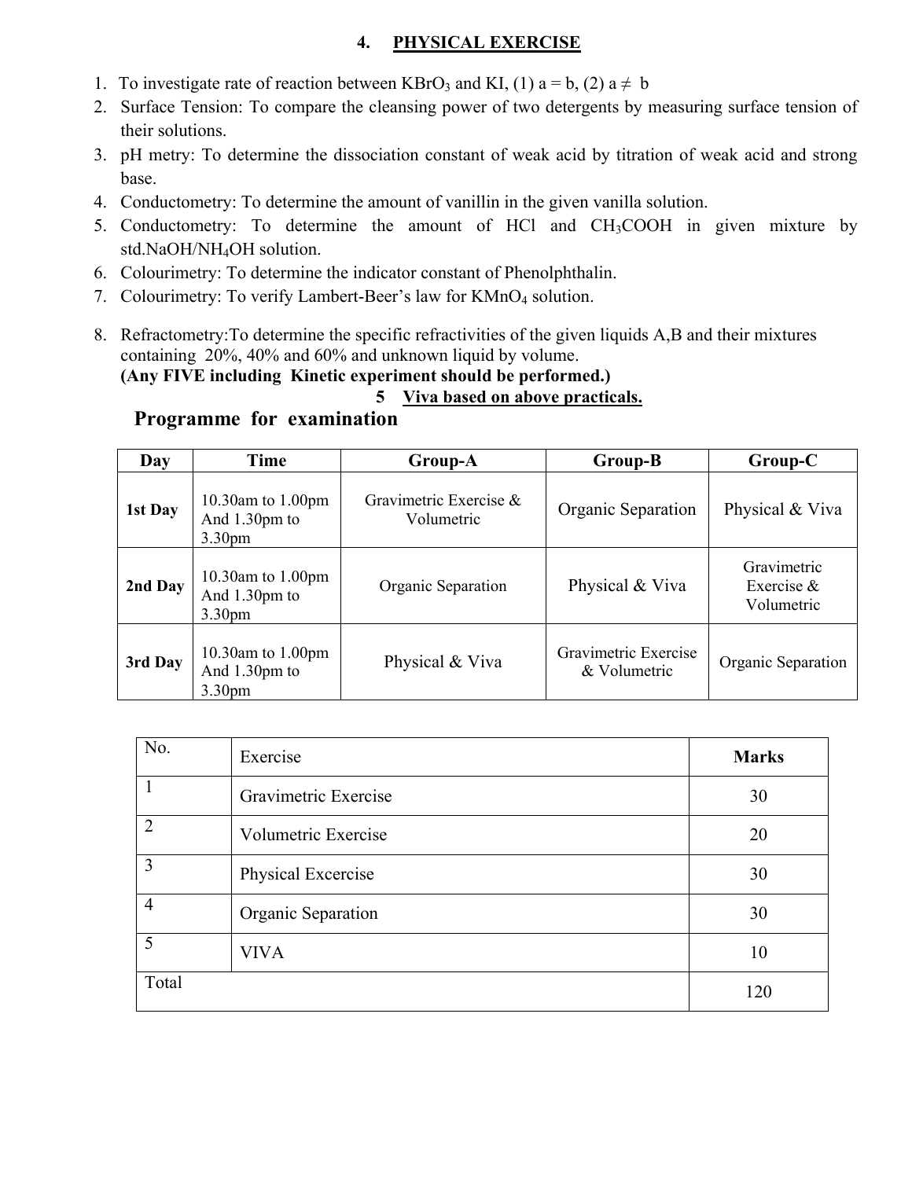## 4. PHYSICAL EXERCISE

1. To investigate rate of reaction between $KBrO_3$ and KI, (1) a = b, (2) $a \neq b$
2. Surface Tension: To compare the cleansing power of two detergents by measuring surface tension of their solutions.
3. pH metry: To determine the dissociation constant of weak acid by titration of weak acid and strong base.
4. Conductometry: To determine the amount of vanillin in the given vanilla solution.
5. Conductometry: To determine the amount of HCl and $CH_3COOH$ in given mixture by std.NaOH/$NH_4OH$ solution.
6. Colourimetry: To determine the indicator constant of Phenolphthalin.
7. Colourimetry: To verify Lambert-Beer's law for $KMnO_4$ solution.
8. Refractometry:To determine the specific refractivities of the given liquids A,B and their mixtures containing 20%, 40% and 60% and unknown liquid by volume.

**(Any FIVE including Kinetic experiment should be performed.)**

**5 Viva based on above practicals.**

## Programme for examination

| Day | Time | Group-A | Group-B | Group-C |
|---|---|---|---|---|
| 1st Day | 10.30am to 1.00pm And 1.30pm to 3.30pm | Gravimetric Exercise & Volumetric | Organic Separation | Physical & Viva |
| 2nd Day | 10.30am to 1.00pm And 1.30pm to 3.30pm | Organic Separation | Physical & Viva | Gravimetric Exercise & Volumetric |
| 3rd Day | 10.30am to 1.00pm And 1.30pm to 3.30pm | Physical & Viva | Gravimetric Exercise & Volumetric | Organic Separation |

| No. | Exercise | Marks |
|---|---|---|
| 1 | Gravimetric Exercise | 30 |
| 2 | Volumetric Exercise | 20 |
| 3 | Physical Excercise | 30 |
| 4 | Organic Separation | 30 |
| 5 | VIVA | 10 |
| Total | | 120 |